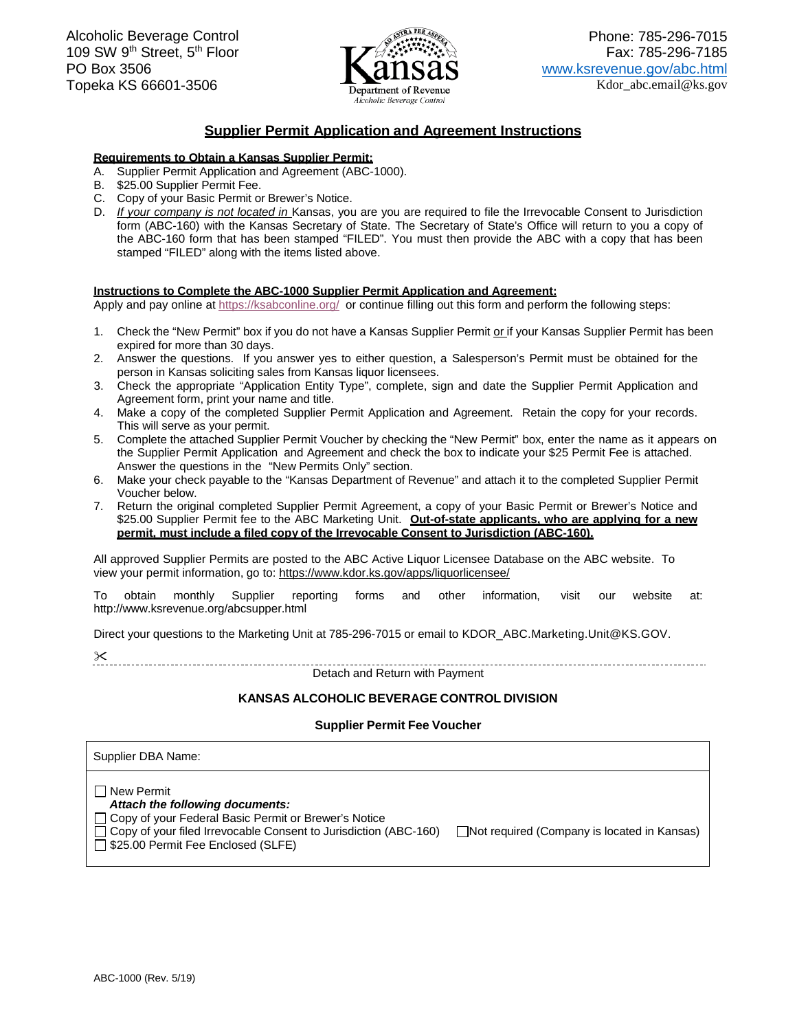Alcoholic Beverage Control
109 SW 9th Street, 5th Floor
PO Box 3506
Topeka KS 66601-3506

Kansas Department of Revenue
Alcoholic Beverage Control

Phone: 785-296-7015
Fax: 785-296-7185
www.ksrevenue.gov/abc.html
Kdor_abc.email@ks.gov

## Supplier Permit Application and Agreement Instructions

**Requirements to Obtain a Kansas Supplier Permit:**

A. Supplier Permit Application and Agreement (ABC-1000).
B. $25.00 Supplier Permit Fee.
C. Copy of your Basic Permit or Brewer's Notice.
D. *If your company is not located in* Kansas, you are you are required to file the Irrevocable Consent to Jurisdiction form (ABC-160) with the Kansas Secretary of State. The Secretary of State's Office will return to you a copy of the ABC-160 form that has been stamped "FILED". You must then provide the ABC with a copy that has been stamped "FILED" along with the items listed above.

**Instructions to Complete the ABC-1000 Supplier Permit Application and Agreement:**

Apply and pay online at https://ksabconline.org/ or continue filling out this form and perform the following steps:

1. Check the "New Permit" box if you do not have a Kansas Supplier Permit or if your Kansas Supplier Permit has been expired for more than 30 days.
2. Answer the questions. If you answer yes to either question, a Salesperson's Permit must be obtained for the person in Kansas soliciting sales from Kansas liquor licensees.
3. Check the appropriate "Application Entity Type", complete, sign and date the Supplier Permit Application and Agreement form, print your name and title.
4. Make a copy of the completed Supplier Permit Application and Agreement. Retain the copy for your records. This will serve as your permit.
5. Complete the attached Supplier Permit Voucher by checking the "New Permit" box, enter the name as it appears on the Supplier Permit Application and Agreement and check the box to indicate your $25 Permit Fee is attached. Answer the questions in the "New Permits Only" section.
6. Make your check payable to the "Kansas Department of Revenue" and attach it to the completed Supplier Permit Voucher below.
7. Return the original completed Supplier Permit Agreement, a copy of your Basic Permit or Brewer's Notice and $25.00 Supplier Permit fee to the ABC Marketing Unit. **Out-of-state applicants, who are applying for a new permit, must include a filed copy of the Irrevocable Consent to Jurisdiction (ABC-160).**

All approved Supplier Permits are posted to the ABC Active Liquor Licensee Database on the ABC website. To view your permit information, go to: https://www.kdor.ks.gov/apps/liquorlicensee/

To obtain monthly Supplier reporting forms and other information, visit our website at: http://www.ksrevenue.org/abcsupper.html

Direct your questions to the Marketing Unit at 785-296-7015 or email to KDOR_ABC.Marketing.Unit@KS.GOV.

---

Detach and Return with Payment

### KANSAS ALCOHOLIC BEVERAGE CONTROL DIVISION

### Supplier Permit Fee Voucher

Supplier DBA Name:

☐ New Permit
***Attach the following documents:***
☐ Copy of your Federal Basic Permit or Brewer's Notice
☐ Copy of your filed Irrevocable Consent to Jurisdiction (ABC-160) ☐ Not required (Company is located in Kansas)
☐ $25.00 Permit Fee Enclosed (SLFE)

ABC-1000 (Rev. 5/19)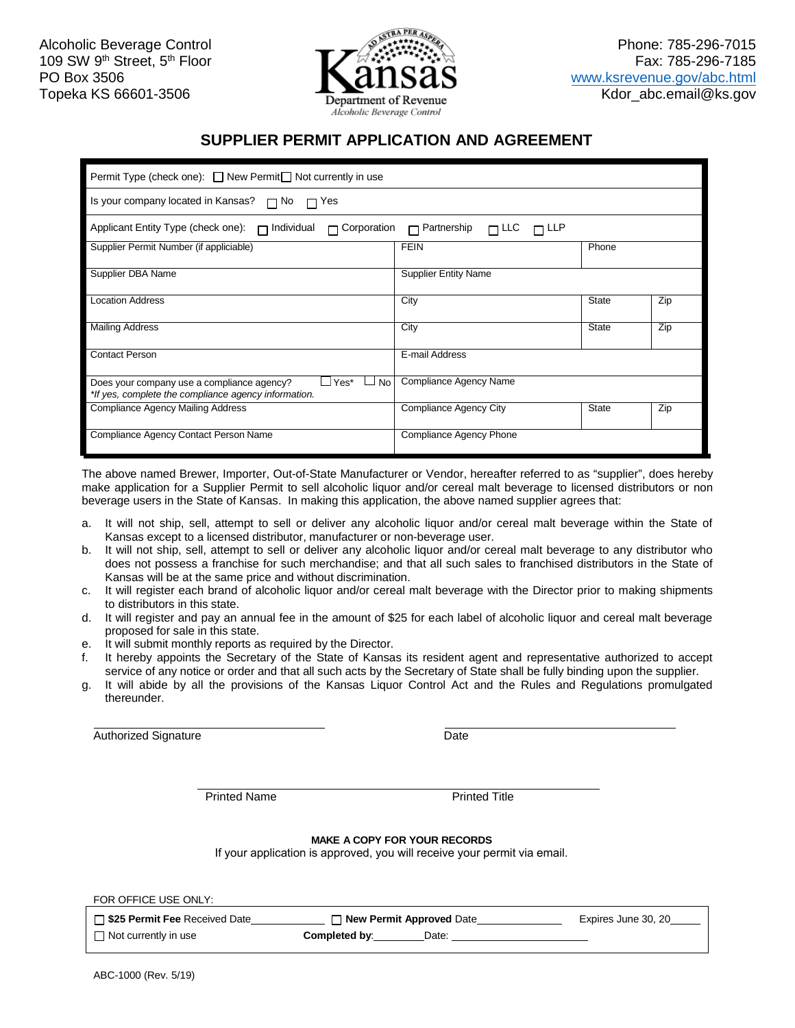Alcoholic Beverage Control
109 SW 9th Street, 5th Floor
PO Box 3506
Topeka KS 66601-3506

Kansas Department of Revenue
Alcoholic Beverage Control

Phone: 785-296-7015
Fax: 785-296-7185
www.ksrevenue.gov/abc.html
Kdor_abc.email@ks.gov

## SUPPLIER PERMIT APPLICATION AND AGREEMENT

| | | | |
|---|---|---|---|
| Permit Type (check one): ☐ New Permit ☐ Not currently in use | | | |
| Is your company located in Kansas? ☐ No ☐ Yes | | | |
| Applicant Entity Type (check one): ☐ Individual ☐ Corporation ☐ Partnership ☐ LLC ☐ LLP | | | |
| Supplier Permit Number (if appliciable) | FEIN | Phone | |
| Supplier DBA Name | Supplier Entity Name | | |
| Location Address | City | State | Zip |
| Mailing Address | City | State | Zip |
| Contact Person | E-mail Address | | |
| Does your company use a compliance agency? ☐ Yes* ☐ No<br>*If yes, complete the compliance agency information.* | Compliance Agency Name | | |
| Compliance Agency Mailing Address | Compliance Agency City | State | Zip |
| Compliance Agency Contact Person Name | Compliance Agency Phone | | |

The above named Brewer, Importer, Out-of-State Manufacturer or Vendor, hereafter referred to as "supplier", does hereby make application for a Supplier Permit to sell alcoholic liquor and/or cereal malt beverage to licensed distributors or non beverage users in the State of Kansas. In making this application, the above named supplier agrees that:

a. It will not ship, sell, attempt to sell or deliver any alcoholic liquor and/or cereal malt beverage within the State of Kansas except to a licensed distributor, manufacturer or non-beverage user.
b. It will not ship, sell, attempt to sell or deliver any alcoholic liquor and/or cereal malt beverage to any distributor who does not possess a franchise for such merchandise; and that all such sales to franchised distributors in the State of Kansas will be at the same price and without discrimination.
c. It will register each brand of alcoholic liquor and/or cereal malt beverage with the Director prior to making shipments to distributors in this state.
d. It will register and pay an annual fee in the amount of $25 for each label of alcoholic liquor and cereal malt beverage proposed for sale in this state.
e. It will submit monthly reports as required by the Director.
f. It hereby appoints the Secretary of the State of Kansas its resident agent and representative authorized to accept service of any notice or order and that all such acts by the Secretary of State shall be fully binding upon the supplier.
g. It will abide by all the provisions of the Kansas Liquor Control Act and the Rules and Regulations promulgated thereunder.

______________________________ Authorized Signature

______________________________ Date

______________________________ Printed Name ______________________________ Printed Title

**MAKE A COPY FOR YOUR RECORDS**

If your application is approved, you will receive your permit via email.

FOR OFFICE USE ONLY:

| | | |
|---|---|---|
| ☐ **$25 Permit Fee** Received Date________ | ☐ **New Permit Approved** Date________ | Expires June 30, 20____ |
| ☐ Not currently in use | **Completed by**:________ Date: ________ | |

ABC-1000 (Rev. 5/19)